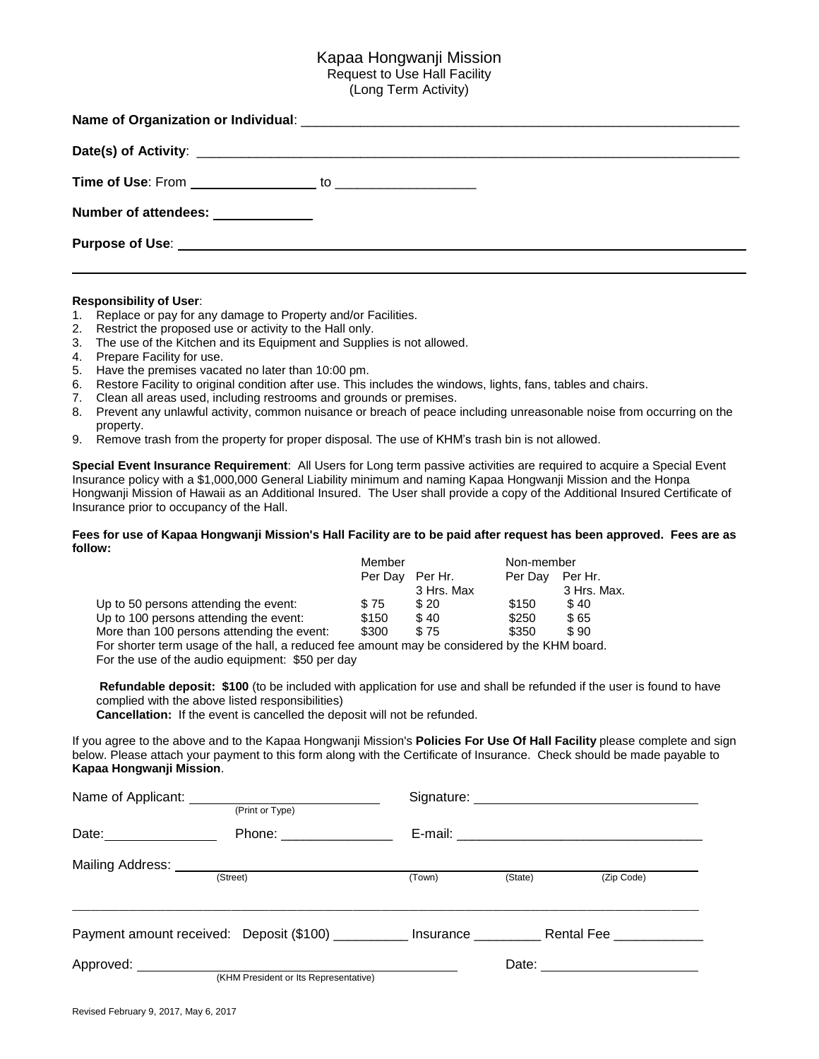# Kapaa Hongwanji Mission

Request to Use Hall Facility
(Long Term Activity)

**Name of Organization or Individual**: ____________________________________________________________

**Date(s) of Activity**: ____________________________________________________________

**Time of Use**: From ________________ to __________________

**Number of attendees**: ____________

**Purpose of Use**: ____________________________________________________________

____________________________________________________________

**Responsibility of User**:

1. Replace or pay for any damage to Property and/or Facilities.
2. Restrict the proposed use or activity to the Hall only.
3. The use of the Kitchen and its Equipment and Supplies is not allowed.
4. Prepare Facility for use.
5. Have the premises vacated no later than 10:00 pm.
6. Restore Facility to original condition after use. This includes the windows, lights, fans, tables and chairs.
7. Clean all areas used, including restrooms and grounds or premises.
8. Prevent any unlawful activity, common nuisance or breach of peace including unreasonable noise from occurring on the property.
9. Remove trash from the property for proper disposal. The use of KHM's trash bin is not allowed.

**Special Event Insurance Requirement**: All Users for Long term passive activities are required to acquire a Special Event Insurance policy with a $1,000,000 General Liability minimum and naming Kapaa Hongwanji Mission and the Honpa Hongwanji Mission of Hawaii as an Additional Insured. The User shall provide a copy of the Additional Insured Certificate of Insurance prior to occupancy of the Hall.

**Fees for use of Kapaa Hongwanji Mission's Hall Facility are to be paid after request has been approved. Fees are as follow:**

| | Member | | Non-member | |
|---|---|---|---|---|
| | Per Day | Per Hr. 3 Hrs. Max | Per Day | Per Hr. 3 Hrs. Max. |
| Up to 50 persons attending the event: | $ 75 | $ 20 | $150 | $ 40 |
| Up to 100 persons attending the event: | $150 | $ 40 | $250 | $ 65 |
| More than 100 persons attending the event: | $300 | $ 75 | $350 | $ 90 |

For shorter term usage of the hall, a reduced fee amount may be considered by the KHM board.
For the use of the audio equipment: $50 per day

**Refundable deposit: $100** (to be included with application for use and shall be refunded if the user is found to have complied with the above listed responsibilities)
**Cancellation:** If the event is cancelled the deposit will not be refunded.

If you agree to the above and to the Kapaa Hongwanji Mission's **Policies For Use Of Hall Facility** please complete and sign below. Please attach your payment to this form along with the Certificate of Insurance. Check should be made payable to **Kapaa Hongwanji Mission**.

Name of Applicant: ______________________ (Print or Type) Signature: ______________________

Date: ______________ Phone: ______________ E-mail: ______________________________

Mailing Address: ______________________________________________________
(Street) (Town) (State) (Zip Code)

____________________________________________________________

Payment amount received: Deposit ($100) __________ Insurance _________ Rental Fee ____________

Approved: ______________________________________ Date: ____________________
(KHM President or Its Representative)

Revised February 9, 2017, May 6, 2017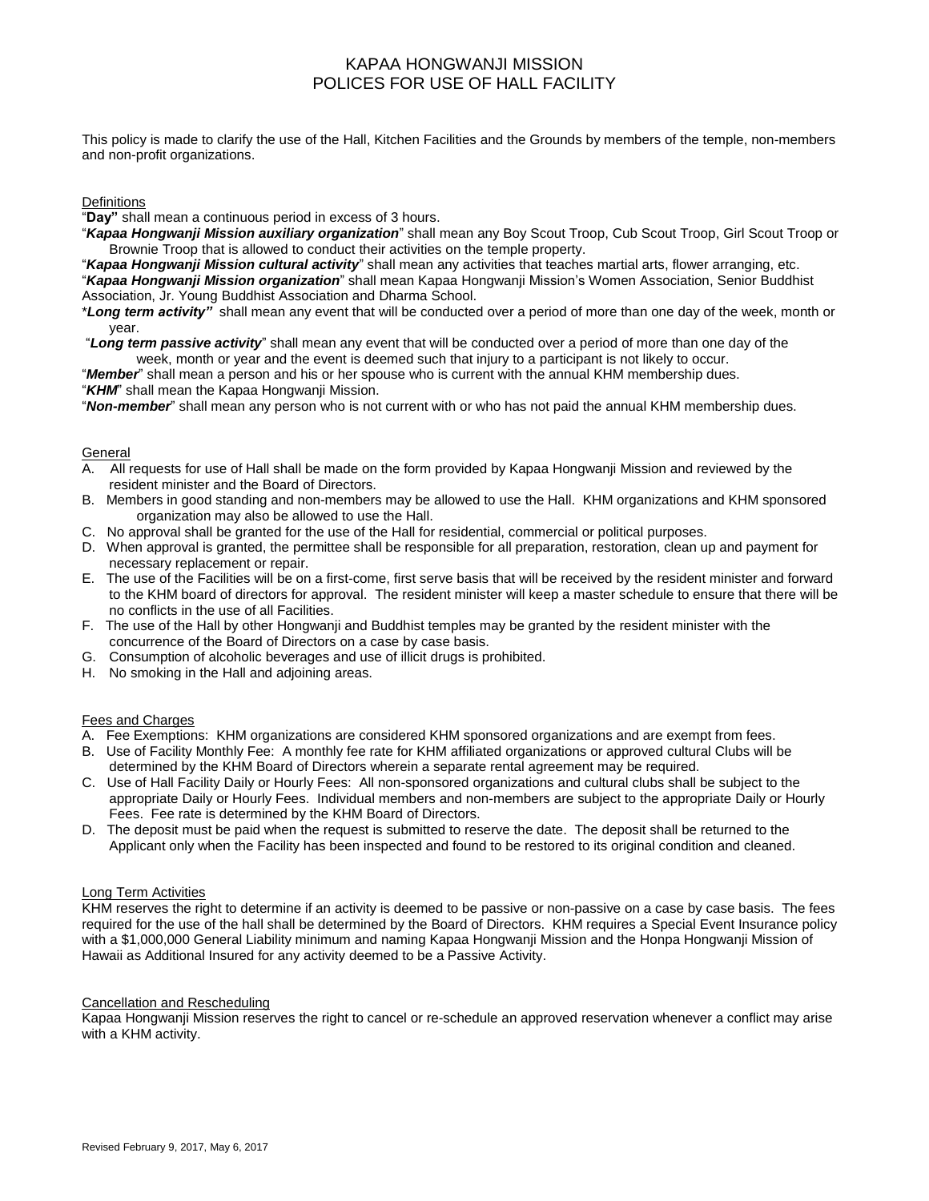# KAPAA HONGWANJI MISSION
# POLICES FOR USE OF HALL FACILITY

This policy is made to clarify the use of the Hall, Kitchen Facilities and the Grounds by members of the temple, non-members and non-profit organizations.

## Definitions

"**Day"** shall mean a continuous period in excess of 3 hours.

"***Kapaa Hongwanji Mission auxiliary organization***" shall mean any Boy Scout Troop, Cub Scout Troop, Girl Scout Troop or Brownie Troop that is allowed to conduct their activities on the temple property.

"***Kapaa Hongwanji Mission cultural activity***" shall mean any activities that teaches martial arts, flower arranging, etc.

"***Kapaa Hongwanji Mission organization***" shall mean Kapaa Hongwanji Mission's Women Association, Senior Buddhist Association, Jr. Young Buddhist Association and Dharma School.

*"***Long term activity"*** shall mean any event that will be conducted over a period of more than one day of the week, month or year.

"***Long term passive activity***" shall mean any event that will be conducted over a period of more than one day of the week, month or year and the event is deemed such that injury to a participant is not likely to occur.

"***Member***" shall mean a person and his or her spouse who is current with the annual KHM membership dues.

"***KHM***" shall mean the Kapaa Hongwanji Mission.

"***Non-member***" shall mean any person who is not current with or who has not paid the annual KHM membership dues.

## General

A. All requests for use of Hall shall be made on the form provided by Kapaa Hongwanji Mission and reviewed by the resident minister and the Board of Directors.

B. Members in good standing and non-members may be allowed to use the Hall. KHM organizations and KHM sponsored organization may also be allowed to use the Hall.

C. No approval shall be granted for the use of the Hall for residential, commercial or political purposes.

D. When approval is granted, the permittee shall be responsible for all preparation, restoration, clean up and payment for necessary replacement or repair.

E. The use of the Facilities will be on a first-come, first serve basis that will be received by the resident minister and forward to the KHM board of directors for approval. The resident minister will keep a master schedule to ensure that there will be no conflicts in the use of all Facilities.

F. The use of the Hall by other Hongwanji and Buddhist temples may be granted by the resident minister with the concurrence of the Board of Directors on a case by case basis.

G. Consumption of alcoholic beverages and use of illicit drugs is prohibited.

H. No smoking in the Hall and adjoining areas.

## Fees and Charges

A. Fee Exemptions: KHM organizations are considered KHM sponsored organizations and are exempt from fees.

B. Use of Facility Monthly Fee: A monthly fee rate for KHM affiliated organizations or approved cultural Clubs will be determined by the KHM Board of Directors wherein a separate rental agreement may be required.

C. Use of Hall Facility Daily or Hourly Fees: All non-sponsored organizations and cultural clubs shall be subject to the appropriate Daily or Hourly Fees. Individual members and non-members are subject to the appropriate Daily or Hourly Fees. Fee rate is determined by the KHM Board of Directors.

D. The deposit must be paid when the request is submitted to reserve the date. The deposit shall be returned to the Applicant only when the Facility has been inspected and found to be restored to its original condition and cleaned.

## Long Term Activities

KHM reserves the right to determine if an activity is deemed to be passive or non-passive on a case by case basis. The fees required for the use of the hall shall be determined by the Board of Directors. KHM requires a Special Event Insurance policy with a $1,000,000 General Liability minimum and naming Kapaa Hongwanji Mission and the Honpa Hongwanji Mission of Hawaii as Additional Insured for any activity deemed to be a Passive Activity.

## Cancellation and Rescheduling

Kapaa Hongwanji Mission reserves the right to cancel or re-schedule an approved reservation whenever a conflict may arise with a KHM activity.

Revised February 9, 2017, May 6, 2017